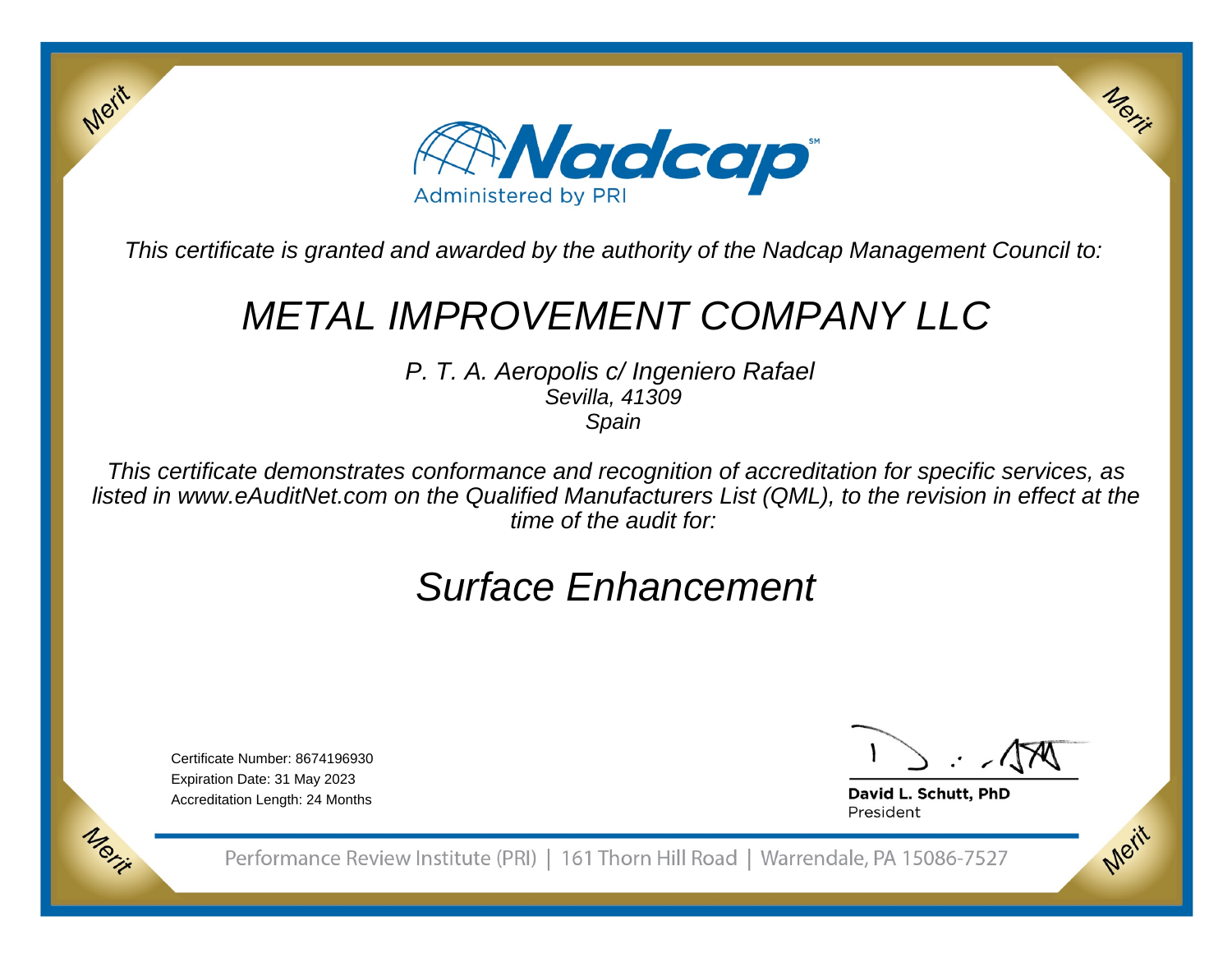Nadcap

Administered by PRI

*This certificate is granted and awarded by the authority of the Nadcap Management Council to:*

# *METAL IMPROVEMENT COMPANY LLC*

*P. T. A. Aeropolis c/ Ingeniero Rafael*
*Sevilla, 41309*
*Spain*

*This certificate demonstrates conformance and recognition of accreditation for specific services, as listed in www.eAuditNet.com on the Qualified Manufacturers List (QML), to the revision in effect at the time of the audit for:*

## Surface Enhancement

Certificate Number: 8674196930
Expiration Date: 31 May 2023
Accreditation Length: 24 Months

**David L. Schutt, PhD**
President

Performance Review Institute (PRI) | 161 Thorn Hill Road | Warrendale, PA 15086-7527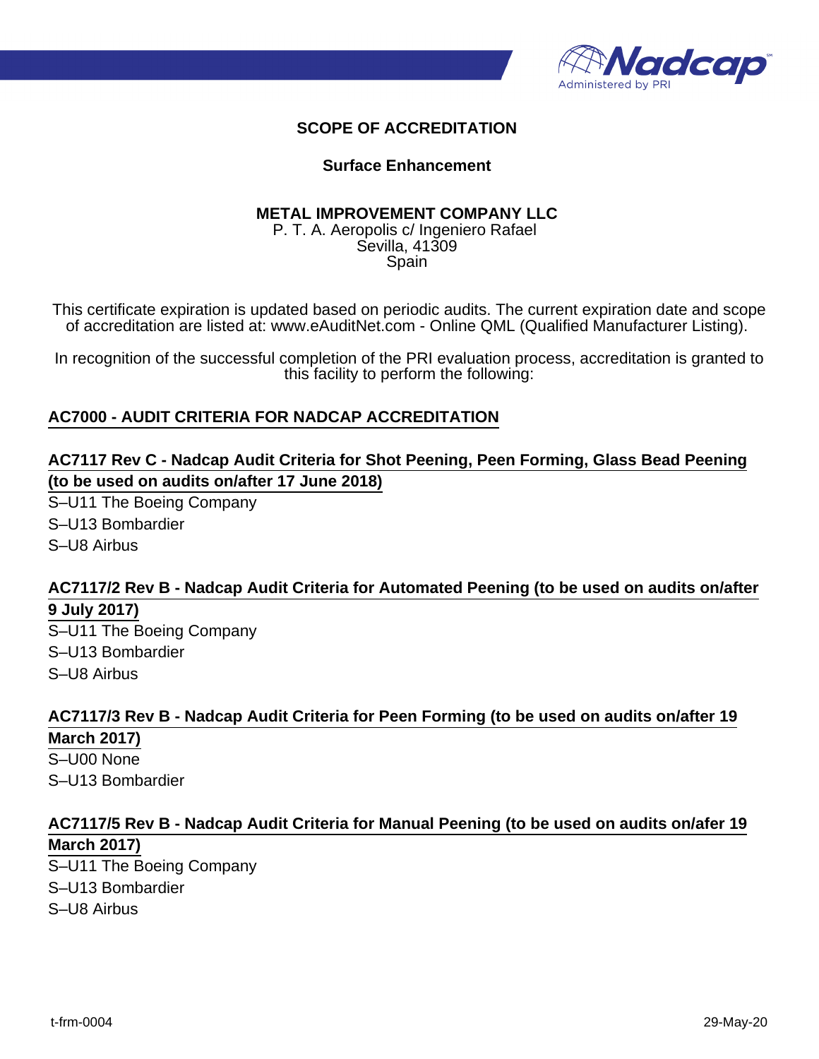# SCOPE OF ACCREDITATION

## Surface Enhancement

**METAL IMPROVEMENT COMPANY LLC**
P. T. A. Aeropolis c/ Ingeniero Rafael
Sevilla, 41309
Spain

This certificate expiration is updated based on periodic audits. The current expiration date and scope of accreditation are listed at: www.eAuditNet.com - Online QML (Qualified Manufacturer Listing).

In recognition of the successful completion of the PRI evaluation process, accreditation is granted to this facility to perform the following:

### AC7000 - AUDIT CRITERIA FOR NADCAP ACCREDITATION

### AC7117 Rev C - Nadcap Audit Criteria for Shot Peening, Peen Forming, Glass Bead Peening (to be used on audits on/after 17 June 2018)

S–U11 The Boeing Company
S–U13 Bombardier
S–U8 Airbus

### AC7117/2 Rev B - Nadcap Audit Criteria for Automated Peening (to be used on audits on/after 9 July 2017)

S–U11 The Boeing Company
S–U13 Bombardier
S–U8 Airbus

### AC7117/3 Rev B - Nadcap Audit Criteria for Peen Forming (to be used on audits on/after 19 March 2017)

S–U00 None
S–U13 Bombardier

### AC7117/5 Rev B - Nadcap Audit Criteria for Manual Peening (to be used on audits on/afer 19 March 2017)

S–U11 The Boeing Company
S–U13 Bombardier
S–U8 Airbus

t-frm-0004 29-May-20